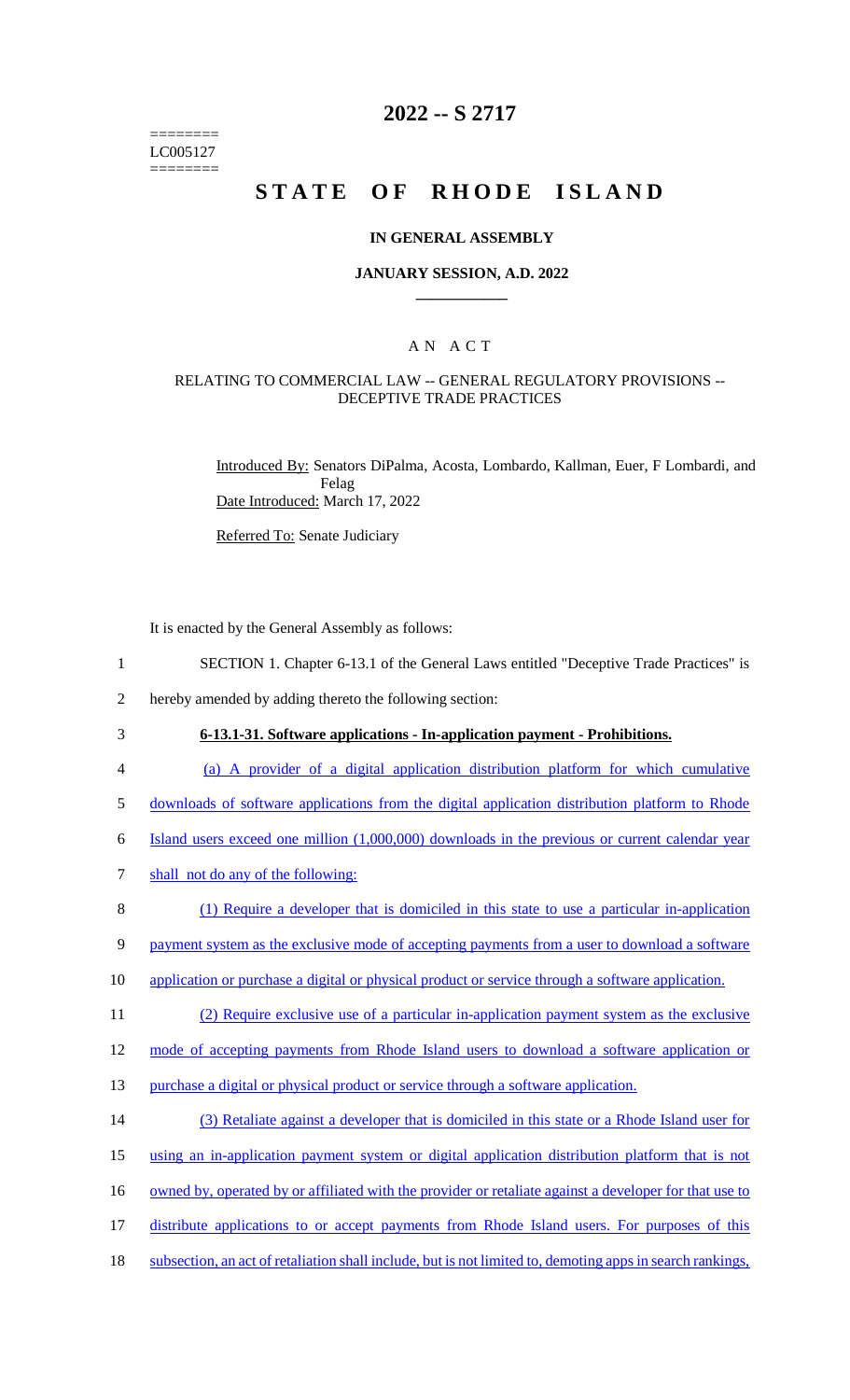# 2022 -- S 2717

========
LC005127
========

# STATE OF RHODE ISLAND

## IN GENERAL ASSEMBLY

### JANUARY SESSION, A.D. 2022

### A N A C T

#### RELATING TO COMMERCIAL LAW -- GENERAL REGULATORY PROVISIONS -- DECEPTIVE TRADE PRACTICES

Introduced By: Senators DiPalma, Acosta, Lombardo, Kallman, Euer, F Lombardi, and Felag

Date Introduced: March 17, 2022

Referred To: Senate Judiciary

It is enacted by the General Assembly as follows:

1 SECTION 1. Chapter 6-13.1 of the General Laws entitled "Deceptive Trade Practices" is
2 hereby amended by adding thereto the following section:

3 **6-13.1-31. Software applications - In-application payment - Prohibitions.**

4 (a) A provider of a digital application distribution platform for which cumulative
5 downloads of software applications from the digital application distribution platform to Rhode
6 Island users exceed one million (1,000,000) downloads in the previous or current calendar year
7 shall not do any of the following:

8 (1) Require a developer that is domiciled in this state to use a particular in-application
9 payment system as the exclusive mode of accepting payments from a user to download a software
10 application or purchase a digital or physical product or service through a software application.

11 (2) Require exclusive use of a particular in-application payment system as the exclusive
12 mode of accepting payments from Rhode Island users to download a software application or
13 purchase a digital or physical product or service through a software application.

14 (3) Retaliate against a developer that is domiciled in this state or a Rhode Island user for
15 using an in-application payment system or digital application distribution platform that is not
16 owned by, operated by or affiliated with the provider or retaliate against a developer for that use to
17 distribute applications to or accept payments from Rhode Island users. For purposes of this
18 subsection, an act of retaliation shall include, but is not limited to, demoting apps in search rankings,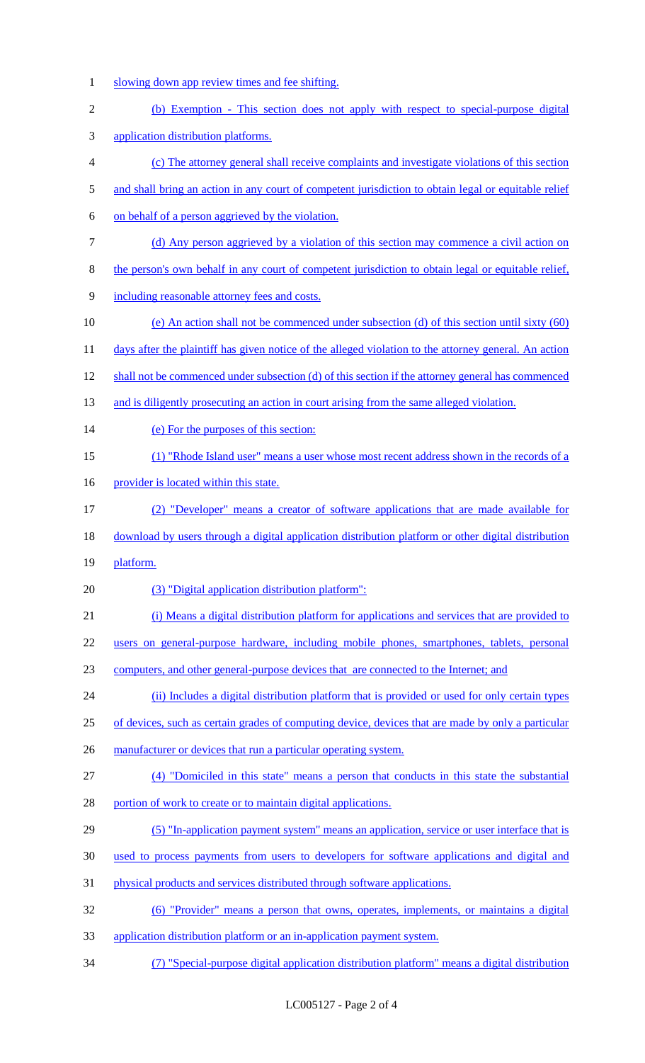slowing down app review times and fee shifting.

(b) Exemption - This section does not apply with respect to special-purpose digital application distribution platforms.

(c) The attorney general shall receive complaints and investigate violations of this section and shall bring an action in any court of competent jurisdiction to obtain legal or equitable relief on behalf of a person aggrieved by the violation.

(d) Any person aggrieved by a violation of this section may commence a civil action on the person's own behalf in any court of competent jurisdiction to obtain legal or equitable relief, including reasonable attorney fees and costs.

(e) An action shall not be commenced under subsection (d) of this section until sixty (60) days after the plaintiff has given notice of the alleged violation to the attorney general. An action shall not be commenced under subsection (d) of this section if the attorney general has commenced and is diligently prosecuting an action in court arising from the same alleged violation.

(e) For the purposes of this section:

(1) "Rhode Island user" means a user whose most recent address shown in the records of a provider is located within this state.

(2) "Developer" means a creator of software applications that are made available for download by users through a digital application distribution platform or other digital distribution platform.

(3) "Digital application distribution platform":

(i) Means a digital distribution platform for applications and services that are provided to users on general-purpose hardware, including mobile phones, smartphones, tablets, personal computers, and other general-purpose devices that are connected to the Internet; and

(ii) Includes a digital distribution platform that is provided or used for only certain types of devices, such as certain grades of computing device, devices that are made by only a particular manufacturer or devices that run a particular operating system.

(4) "Domiciled in this state" means a person that conducts in this state the substantial portion of work to create or to maintain digital applications.

(5) "In-application payment system" means an application, service or user interface that is used to process payments from users to developers for software applications and digital and physical products and services distributed through software applications.

(6) "Provider" means a person that owns, operates, implements, or maintains a digital application distribution platform or an in-application payment system.

(7) "Special-purpose digital application distribution platform" means a digital distribution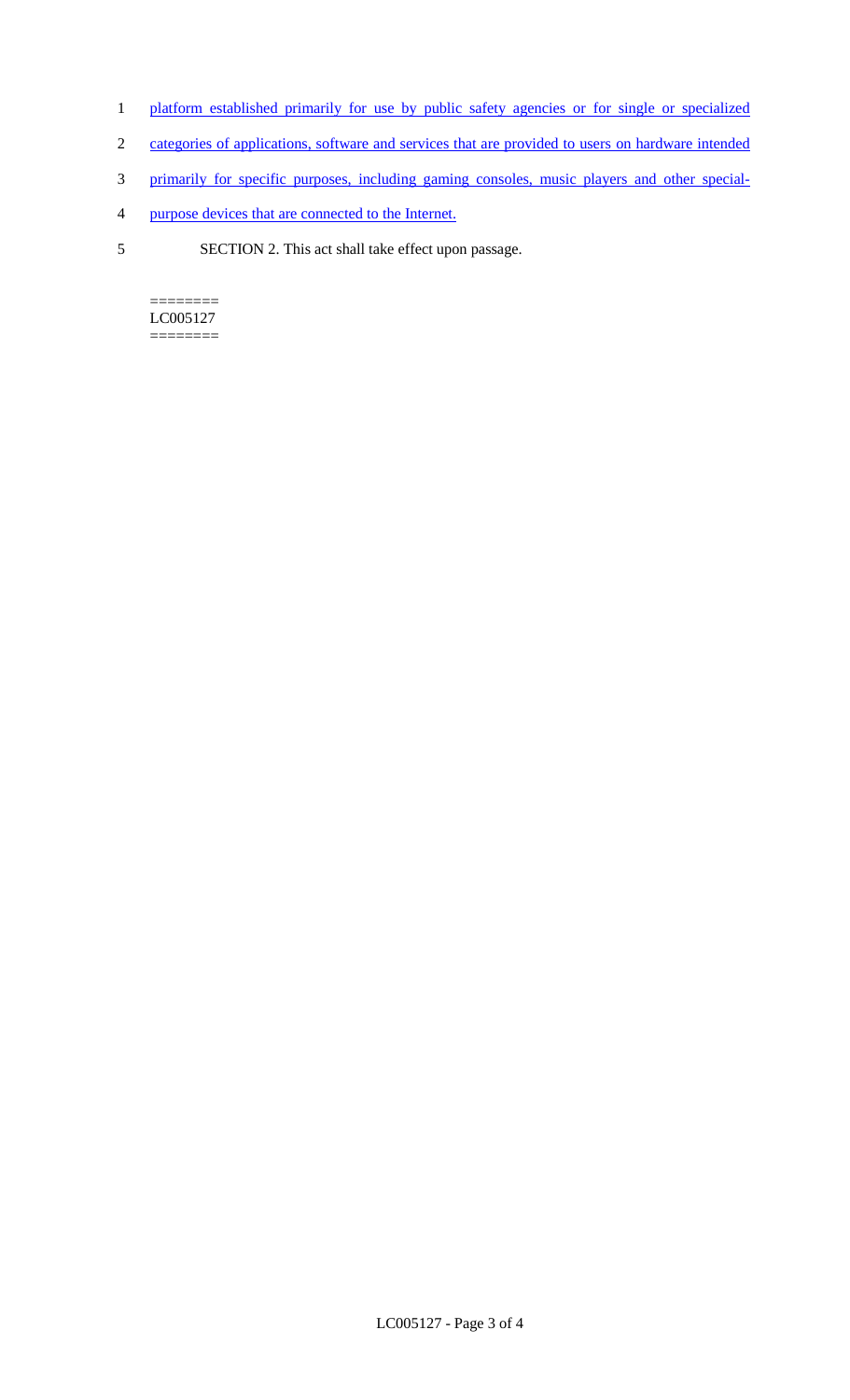platform established primarily for use by public safety agencies or for single or specialized categories of applications, software and services that are provided to users on hardware intended primarily for specific purposes, including gaming consoles, music players and other special-purpose devices that are connected to the Internet.

SECTION 2. This act shall take effect upon passage.

========
LC005127
========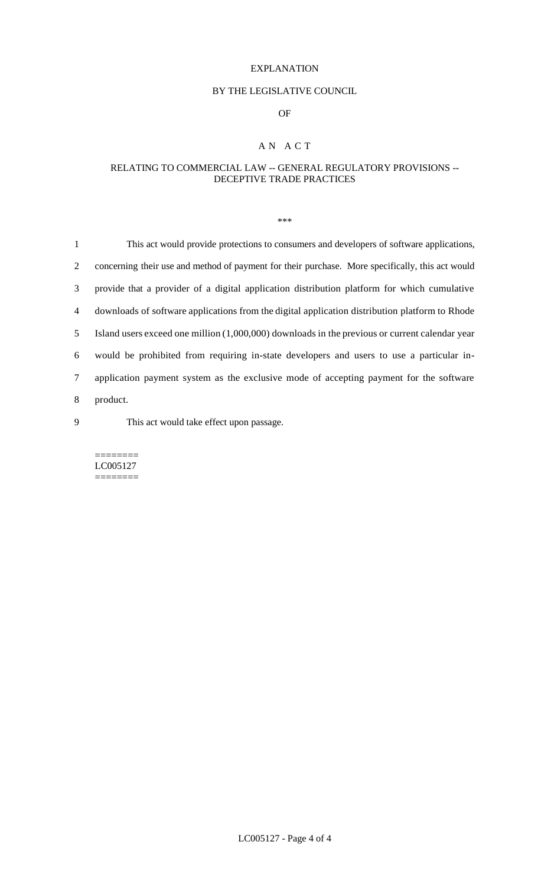EXPLANATION

BY THE LEGISLATIVE COUNCIL

OF

A N A C T

RELATING TO COMMERCIAL LAW -- GENERAL REGULATORY PROVISIONS -- DECEPTIVE TRADE PRACTICES

\*\*\*

This act would provide protections to consumers and developers of software applications, concerning their use and method of payment for their purchase. More specifically, this act would provide that a provider of a digital application distribution platform for which cumulative downloads of software applications from the digital application distribution platform to Rhode Island users exceed one million (1,000,000) downloads in the previous or current calendar year would be prohibited from requiring in-state developers and users to use a particular in-application payment system as the exclusive mode of accepting payment for the software product.

This act would take effect upon passage.

========
LC005127
========